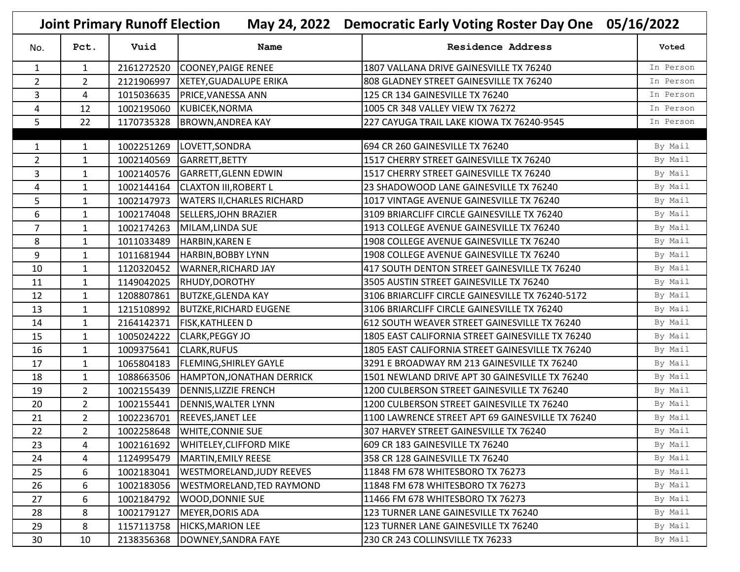# Joint Primary Runoff Election May 24, 2022 Democratic Early Voting Roster Day One 05/16/2022

| No. | Pct. | Vuid | Name | Residence Address | Voted |
|---|---|---|---|---|---|
| 1 | 1 | 2161272520 | COONEY,PAIGE RENEE | 1807 VALLANA DRIVE GAINESVILLE TX 76240 | In Person |
| 2 | 2 | 2121906997 | XETEY,GUADALUPE ERIKA | 808 GLADNEY STREET GAINESVILLE TX 76240 | In Person |
| 3 | 4 | 1015036635 | PRICE,VANESSA ANN | 125 CR 134 GAINESVILLE TX 76240 | In Person |
| 4 | 12 | 1002195060 | KUBICEK,NORMA | 1005 CR 348 VALLEY VIEW TX 76272 | In Person |
| 5 | 22 | 1170735328 | BROWN,ANDREA KAY | 227 CAYUGA TRAIL LAKE KIOWA TX 76240-9545 | In Person |
| | | | | | |
| 1 | 1 | 1002251269 | LOVETT,SONDRA | 694 CR 260 GAINESVILLE TX 76240 | By Mail |
| 2 | 1 | 1002140569 | GARRETT,BETTY | 1517 CHERRY STREET GAINESVILLE TX 76240 | By Mail |
| 3 | 1 | 1002140576 | GARRETT,GLENN EDWIN | 1517 CHERRY STREET GAINESVILLE TX 76240 | By Mail |
| 4 | 1 | 1002144164 | CLAXTON III,ROBERT L | 23 SHADOWOOD LANE GAINESVILLE TX 76240 | By Mail |
| 5 | 1 | 1002147973 | WATERS II,CHARLES RICHARD | 1017 VINTAGE AVENUE GAINESVILLE TX 76240 | By Mail |
| 6 | 1 | 1002174048 | SELLERS,JOHN BRAZIER | 3109 BRIARCLIFF CIRCLE GAINESVILLE TX 76240 | By Mail |
| 7 | 1 | 1002174263 | MILAM,LINDA SUE | 1913 COLLEGE AVENUE GAINESVILLE TX 76240 | By Mail |
| 8 | 1 | 1011033489 | HARBIN,KAREN E | 1908 COLLEGE AVENUE GAINESVILLE TX 76240 | By Mail |
| 9 | 1 | 1011681944 | HARBIN,BOBBY LYNN | 1908 COLLEGE AVENUE GAINESVILLE TX 76240 | By Mail |
| 10 | 1 | 1120320452 | WARNER,RICHARD JAY | 417 SOUTH DENTON STREET GAINESVILLE TX 76240 | By Mail |
| 11 | 1 | 1149042025 | RHUDY,DOROTHY | 3505 AUSTIN STREET GAINESVILLE TX 76240 | By Mail |
| 12 | 1 | 1208807861 | BUTZKE,GLENDA KAY | 3106 BRIARCLIFF CIRCLE GAINESVILLE TX 76240-5172 | By Mail |
| 13 | 1 | 1215108992 | BUTZKE,RICHARD EUGENE | 3106 BRIARCLIFF CIRCLE GAINESVILLE TX 76240 | By Mail |
| 14 | 1 | 2164142371 | FISK,KATHLEEN D | 612 SOUTH WEAVER STREET GAINESVILLE TX 76240 | By Mail |
| 15 | 1 | 1005024222 | CLARK,PEGGY JO | 1805 EAST CALIFORNIA STREET GAINESVILLE TX 76240 | By Mail |
| 16 | 1 | 1009375641 | CLARK,RUFUS | 1805 EAST CALIFORNIA STREET GAINESVILLE TX 76240 | By Mail |
| 17 | 1 | 1065804183 | FLEMING,SHIRLEY GAYLE | 3291 E BROADWAY RM 213 GAINESVILLE TX 76240 | By Mail |
| 18 | 1 | 1088663506 | HAMPTON,JONATHAN DERRICK | 1501 NEWLAND DRIVE APT 30 GAINESVILLE TX 76240 | By Mail |
| 19 | 2 | 1002155439 | DENNIS,LIZZIE FRENCH | 1200 CULBERSON STREET GAINESVILLE TX 76240 | By Mail |
| 20 | 2 | 1002155441 | DENNIS,WALTER LYNN | 1200 CULBERSON STREET GAINESVILLE TX 76240 | By Mail |
| 21 | 2 | 1002236701 | REEVES,JANET LEE | 1100 LAWRENCE STREET APT 69 GAINESVILLE TX 76240 | By Mail |
| 22 | 2 | 1002258648 | WHITE,CONNIE SUE | 307 HARVEY STREET GAINESVILLE TX 76240 | By Mail |
| 23 | 4 | 1002161692 | WHITELEY,CLIFFORD MIKE | 609 CR 183 GAINESVILLE TX 76240 | By Mail |
| 24 | 4 | 1124995479 | MARTIN,EMILY REESE | 358 CR 128 GAINESVILLE TX 76240 | By Mail |
| 25 | 6 | 1002183041 | WESTMORELAND,JUDY REEVES | 11848 FM 678 WHITESBORO TX 76273 | By Mail |
| 26 | 6 | 1002183056 | WESTMORELAND,TED RAYMOND | 11848 FM 678 WHITESBORO TX 76273 | By Mail |
| 27 | 6 | 1002184792 | WOOD,DONNIE SUE | 11466 FM 678 WHITESBORO TX 76273 | By Mail |
| 28 | 8 | 1002179127 | MEYER,DORIS ADA | 123 TURNER LANE GAINESVILLE TX 76240 | By Mail |
| 29 | 8 | 1157113758 | HICKS,MARION LEE | 123 TURNER LANE GAINESVILLE TX 76240 | By Mail |
| 30 | 10 | 2138356368 | DOWNEY,SANDRA FAYE | 230 CR 243 COLLINSVILLE TX 76233 | By Mail |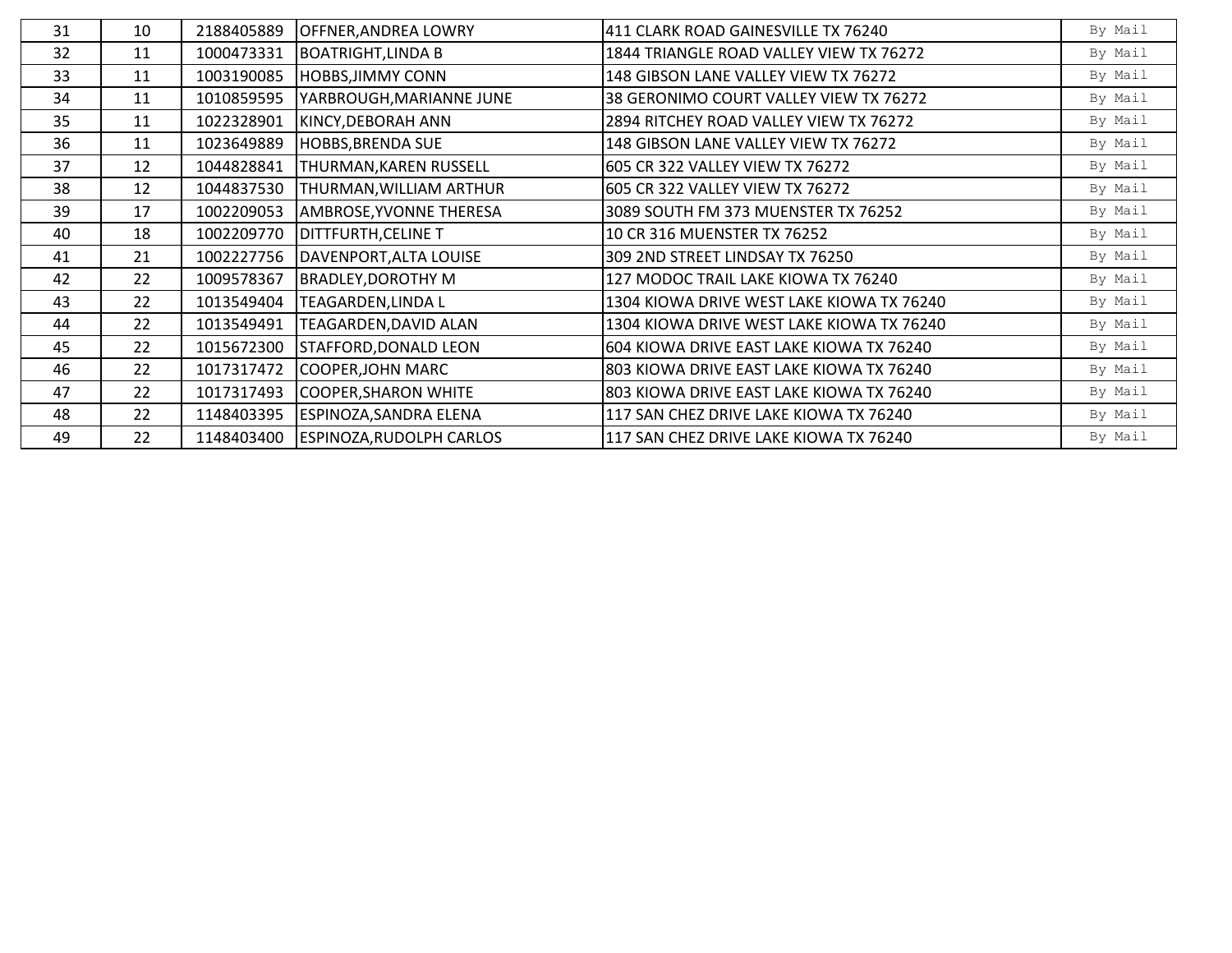| | | | | | |
|---|---|---|---|---|---|
| 31 | 10 | 2188405889 | OFFNER,ANDREA LOWRY | 411 CLARK ROAD GAINESVILLE TX 76240 | By Mail |
| 32 | 11 | 1000473331 | BOATRIGHT,LINDA B | 1844 TRIANGLE ROAD VALLEY VIEW TX 76272 | By Mail |
| 33 | 11 | 1003190085 | HOBBS,JIMMY CONN | 148 GIBSON LANE VALLEY VIEW TX 76272 | By Mail |
| 34 | 11 | 1010859595 | YARBROUGH,MARIANNE JUNE | 38 GERONIMO COURT VALLEY VIEW TX 76272 | By Mail |
| 35 | 11 | 1022328901 | KINCY,DEBORAH ANN | 2894 RITCHEY ROAD VALLEY VIEW TX 76272 | By Mail |
| 36 | 11 | 1023649889 | HOBBS,BRENDA SUE | 148 GIBSON LANE VALLEY VIEW TX 76272 | By Mail |
| 37 | 12 | 1044828841 | THURMAN,KAREN RUSSELL | 605 CR 322 VALLEY VIEW TX 76272 | By Mail |
| 38 | 12 | 1044837530 | THURMAN,WILLIAM ARTHUR | 605 CR 322 VALLEY VIEW TX 76272 | By Mail |
| 39 | 17 | 1002209053 | AMBROSE,YVONNE THERESA | 3089 SOUTH FM 373 MUENSTER TX 76252 | By Mail |
| 40 | 18 | 1002209770 | DITTFURTH,CELINE T | 10 CR 316 MUENSTER TX 76252 | By Mail |
| 41 | 21 | 1002227756 | DAVENPORT,ALTA LOUISE | 309 2ND STREET LINDSAY TX 76250 | By Mail |
| 42 | 22 | 1009578367 | BRADLEY,DOROTHY M | 127 MODOC TRAIL LAKE KIOWA TX 76240 | By Mail |
| 43 | 22 | 1013549404 | TEAGARDEN,LINDA L | 1304 KIOWA DRIVE WEST LAKE KIOWA TX 76240 | By Mail |
| 44 | 22 | 1013549491 | TEAGARDEN,DAVID ALAN | 1304 KIOWA DRIVE WEST LAKE KIOWA TX 76240 | By Mail |
| 45 | 22 | 1015672300 | STAFFORD,DONALD LEON | 604 KIOWA DRIVE EAST LAKE KIOWA TX 76240 | By Mail |
| 46 | 22 | 1017317472 | COOPER,JOHN MARC | 803 KIOWA DRIVE EAST LAKE KIOWA TX 76240 | By Mail |
| 47 | 22 | 1017317493 | COOPER,SHARON WHITE | 803 KIOWA DRIVE EAST LAKE KIOWA TX 76240 | By Mail |
| 48 | 22 | 1148403395 | ESPINOZA,SANDRA ELENA | 117 SAN CHEZ DRIVE LAKE KIOWA TX 76240 | By Mail |
| 49 | 22 | 1148403400 | ESPINOZA,RUDOLPH CARLOS | 117 SAN CHEZ DRIVE LAKE KIOWA TX 76240 | By Mail |